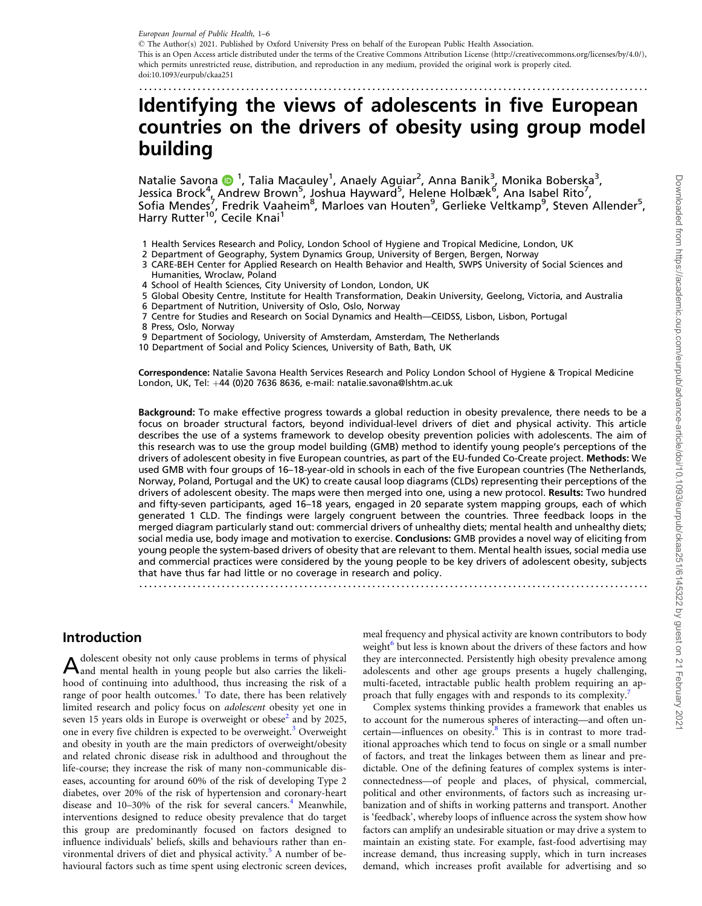European Journal of Public Health, 1–6

© The Author(s) 2021. Published by Oxford University Press on behalf of the European Public Health Association.
This is an Open Access article distributed under the terms of the Creative Commons Attribution License (http://creativecommons.org/licenses/by/4.0/), which permits unrestricted reuse, distribution, and reproduction in any medium, provided the original work is properly cited.
doi:10.1093/eurpub/ckaa251

# Identifying the views of adolescents in five European countries on the drivers of obesity using group model building

Natalie Savona [1], Talia Macauley[1], Anaely Aguiar[2], Anna Banik[3], Monika Boberska[3], Jessica Brock[4], Andrew Brown[5], Joshua Hayward[5], Helene Holbæk[6], Ana Isabel Rito[7], Sofia Mendes[7], Fredrik Vaaheim[8], Marloes van Houten[9], Gerlieke Veltkamp[9], Steven Allender[5], Harry Rutter[10], Cecile Knai[1]

1 Health Services Research and Policy, London School of Hygiene and Tropical Medicine, London, UK
2 Department of Geography, System Dynamics Group, University of Bergen, Bergen, Norway
3 CARE-BEH Center for Applied Research on Health Behavior and Health, SWPS University of Social Sciences and Humanities, Wroclaw, Poland
4 School of Health Sciences, City University of London, London, UK
5 Global Obesity Centre, Institute for Health Transformation, Deakin University, Geelong, Victoria, and Australia
6 Department of Nutrition, University of Oslo, Oslo, Norway
7 Centre for Studies and Research on Social Dynamics and Health—CEIDSS, Lisbon, Lisbon, Portugal
8 Press, Oslo, Norway
9 Department of Sociology, University of Amsterdam, Amsterdam, The Netherlands
10 Department of Social and Policy Sciences, University of Bath, Bath, UK

**Correspondence:** Natalie Savona Health Services Research and Policy London School of Hygiene & Tropical Medicine London, UK, Tel: +44 (0)20 7636 8636, e-mail: natalie.savona@lshtm.ac.uk

**Background:** To make effective progress towards a global reduction in obesity prevalence, there needs to be a focus on broader structural factors, beyond individual-level drivers of diet and physical activity. This article describes the use of a systems framework to develop obesity prevention policies with adolescents. The aim of this research was to use the group model building (GMB) method to identify young people's perceptions of the drivers of adolescent obesity in five European countries, as part of the EU-funded Co-Create project. **Methods:** We used GMB with four groups of 16–18-year-old in schools in each of the five European countries (The Netherlands, Norway, Poland, Portugal and the UK) to create causal loop diagrams (CLDs) representing their perceptions of the drivers of adolescent obesity. The maps were then merged into one, using a new protocol. **Results:** Two hundred and fifty-seven participants, aged 16–18 years, engaged in 20 separate system mapping groups, each of which generated 1 CLD. The findings were largely congruent between the countries. Three feedback loops in the merged diagram particularly stand out: commercial drivers of unhealthy diets; mental health and unhealthy diets; social media use, body image and motivation to exercise. **Conclusions:** GMB provides a novel way of eliciting from young people the system-based drivers of obesity that are relevant to them. Mental health issues, social media use and commercial practices were considered by the young people to be key drivers of adolescent obesity, subjects that have thus far had little or no coverage in research and policy.

## Introduction

Adolescent obesity not only cause problems in terms of physical and mental health in young people but also carries the likelihood of continuing into adulthood, thus increasing the risk of a range of poor health outcomes.[1] To date, there has been relatively limited research and policy focus on *adolescent* obesity yet one in seven 15 years olds in Europe is overweight or obese[2] and by 2025, one in every five children is expected to be overweight.[3] Overweight and obesity in youth are the main predictors of overweight/obesity and related chronic disease risk in adulthood and throughout the life-course; they increase the risk of many non-communicable diseases, accounting for around 60% of the risk of developing Type 2 diabetes, over 20% of the risk of hypertension and coronary-heart disease and 10–30% of the risk for several cancers.[4] Meanwhile, interventions designed to reduce obesity prevalence that do target this group are predominantly focused on factors designed to influence individuals' beliefs, skills and behaviours rather than environmental drivers of diet and physical activity.[5] A number of behavioural factors such as time spent using electronic screen devices, meal frequency and physical activity are known contributors to body weight[6] but less is known about the drivers of these factors and how they are interconnected. Persistently high obesity prevalence among adolescents and other age groups presents a hugely challenging, multi-faceted, intractable public health problem requiring an approach that fully engages with and responds to its complexity.[7]

Complex systems thinking provides a framework that enables us to account for the numerous spheres of interacting—and often uncertain—influences on obesity.[8] This is in contrast to more traditional approaches which tend to focus on single or a small number of factors, and treat the linkages between them as linear and predictable. One of the defining features of complex systems is interconnectedness—of people and places, of physical, commercial, political and other environments, of factors such as increasing urbanization and of shifts in working patterns and transport. Another is 'feedback', whereby loops of influence across the system show how factors can amplify an undesirable situation or may drive a system to maintain an existing state. For example, fast-food advertising may increase demand, thus increasing supply, which in turn increases demand, which increases profit available for advertising and so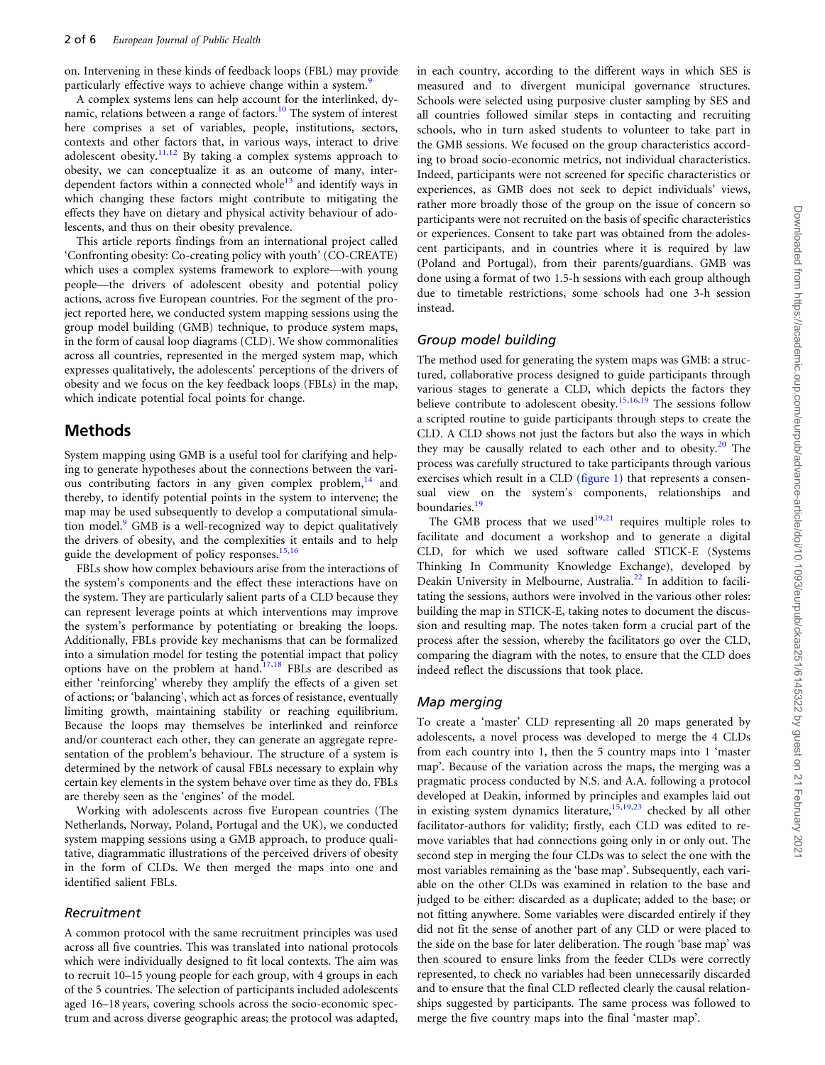on. Intervening in these kinds of feedback loops (FBL) may provide particularly effective ways to achieve change within a system.[9]

A complex systems lens can help account for the interlinked, dynamic, relations between a range of factors.[10] The system of interest here comprises a set of variables, people, institutions, sectors, contexts and other factors that, in various ways, interact to drive adolescent obesity.[11,12] By taking a complex systems approach to obesity, we can conceptualize it as an outcome of many, interdependent factors within a connected whole[13] and identify ways in which changing these factors might contribute to mitigating the effects they have on dietary and physical activity behaviour of adolescents, and thus on their obesity prevalence.

This article reports findings from an international project called 'Confronting obesity: Co-creating policy with youth' (CO-CREATE) which uses a complex systems framework to explore—with young people—the drivers of adolescent obesity and potential policy actions, across five European countries. For the segment of the project reported here, we conducted system mapping sessions using the group model building (GMB) technique, to produce system maps, in the form of causal loop diagrams (CLD). We show commonalities across all countries, represented in the merged system map, which expresses qualitatively, the adolescents' perceptions of the drivers of obesity and we focus on the key feedback loops (FBLs) in the map, which indicate potential focal points for change.

## Methods

System mapping using GMB is a useful tool for clarifying and helping to generate hypotheses about the connections between the various contributing factors in any given complex problem,[14] and thereby, to identify potential points in the system to intervene; the map may be used subsequently to develop a computational simulation model.[9] GMB is a well-recognized way to depict qualitatively the drivers of obesity, and the complexities it entails and to help guide the development of policy responses.[15,16]

FBLs show how complex behaviours arise from the interactions of the system's components and the effect these interactions have on the system. They are particularly salient parts of a CLD because they can represent leverage points at which interventions may improve the system's performance by potentiating or breaking the loops. Additionally, FBLs provide key mechanisms that can be formalized into a simulation model for testing the potential impact that policy options have on the problem at hand.[17,18] FBLs are described as either 'reinforcing' whereby they amplify the effects of a given set of actions; or 'balancing', which act as forces of resistance, eventually limiting growth, maintaining stability or reaching equilibrium. Because the loops may themselves be interlinked and reinforce and/or counteract each other, they can generate an aggregate representation of the problem's behaviour. The structure of a system is determined by the network of causal FBLs necessary to explain why certain key elements in the system behave over time as they do. FBLs are thereby seen as the 'engines' of the model.

Working with adolescents across five European countries (The Netherlands, Norway, Poland, Portugal and the UK), we conducted system mapping sessions using a GMB approach, to produce qualitative, diagrammatic illustrations of the perceived drivers of obesity in the form of CLDs. We then merged the maps into one and identified salient FBLs.

### *Recruitment*

A common protocol with the same recruitment principles was used across all five countries. This was translated into national protocols which were individually designed to fit local contexts. The aim was to recruit 10–15 young people for each group, with 4 groups in each of the 5 countries. The selection of participants included adolescents aged 16–18 years, covering schools across the socio-economic spectrum and across diverse geographic areas; the protocol was adapted, in each country, according to the different ways in which SES is measured and to divergent municipal governance structures. Schools were selected using purposive cluster sampling by SES and all countries followed similar steps in contacting and recruiting schools, who in turn asked students to volunteer to take part in the GMB sessions. We focused on the group characteristics according to broad socio-economic metrics, not individual characteristics. Indeed, participants were not screened for specific characteristics or experiences, as GMB does not seek to depict individuals' views, rather more broadly those of the group on the issue of concern so participants were not recruited on the basis of specific characteristics or experiences. Consent to take part was obtained from the adolescent participants, and in countries where it is required by law (Poland and Portugal), from their parents/guardians. GMB was done using a format of two 1.5-h sessions with each group although due to timetable restrictions, some schools had one 3-h session instead.

### *Group model building*

The method used for generating the system maps was GMB: a structured, collaborative process designed to guide participants through various stages to generate a CLD, which depicts the factors they believe contribute to adolescent obesity.[15,16,19] The sessions follow a scripted routine to guide participants through steps to create the CLD. A CLD shows not just the factors but also the ways in which they may be causally related to each other and to obesity.[20] The process was carefully structured to take participants through various exercises which result in a CLD (figure 1) that represents a consensual view on the system's components, relationships and boundaries.[19]

The GMB process that we used[19,21] requires multiple roles to facilitate and document a workshop and to generate a digital CLD, for which we used software called STICK-E (Systems Thinking In Community Knowledge Exchange), developed by Deakin University in Melbourne, Australia.[22] In addition to facilitating the sessions, authors were involved in the various other roles: building the map in STICK-E, taking notes to document the discussion and resulting map. The notes taken form a crucial part of the process after the session, whereby the facilitators go over the CLD, comparing the diagram with the notes, to ensure that the CLD does indeed reflect the discussions that took place.

### *Map merging*

To create a 'master' CLD representing all 20 maps generated by adolescents, a novel process was developed to merge the 4 CLDs from each country into 1, then the 5 country maps into 1 'master map'. Because of the variation across the maps, the merging was a pragmatic process conducted by N.S. and A.A. following a protocol developed at Deakin, informed by principles and examples laid out in existing system dynamics literature,[15,19,23] checked by all other facilitator-authors for validity; firstly, each CLD was edited to remove variables that had connections going only in or only out. The second step in merging the four CLDs was to select the one with the most variables remaining as the 'base map'. Subsequently, each variable on the other CLDs was examined in relation to the base and judged to be either: discarded as a duplicate; added to the base; or not fitting anywhere. Some variables were discarded entirely if they did not fit the sense of another part of any CLD or were placed to the side on the base for later deliberation. The rough 'base map' was then scoured to ensure links from the feeder CLDs were correctly represented, to check no variables had been unnecessarily discarded and to ensure that the final CLD reflected clearly the causal relationships suggested by participants. The same process was followed to merge the five country maps into the final 'master map'.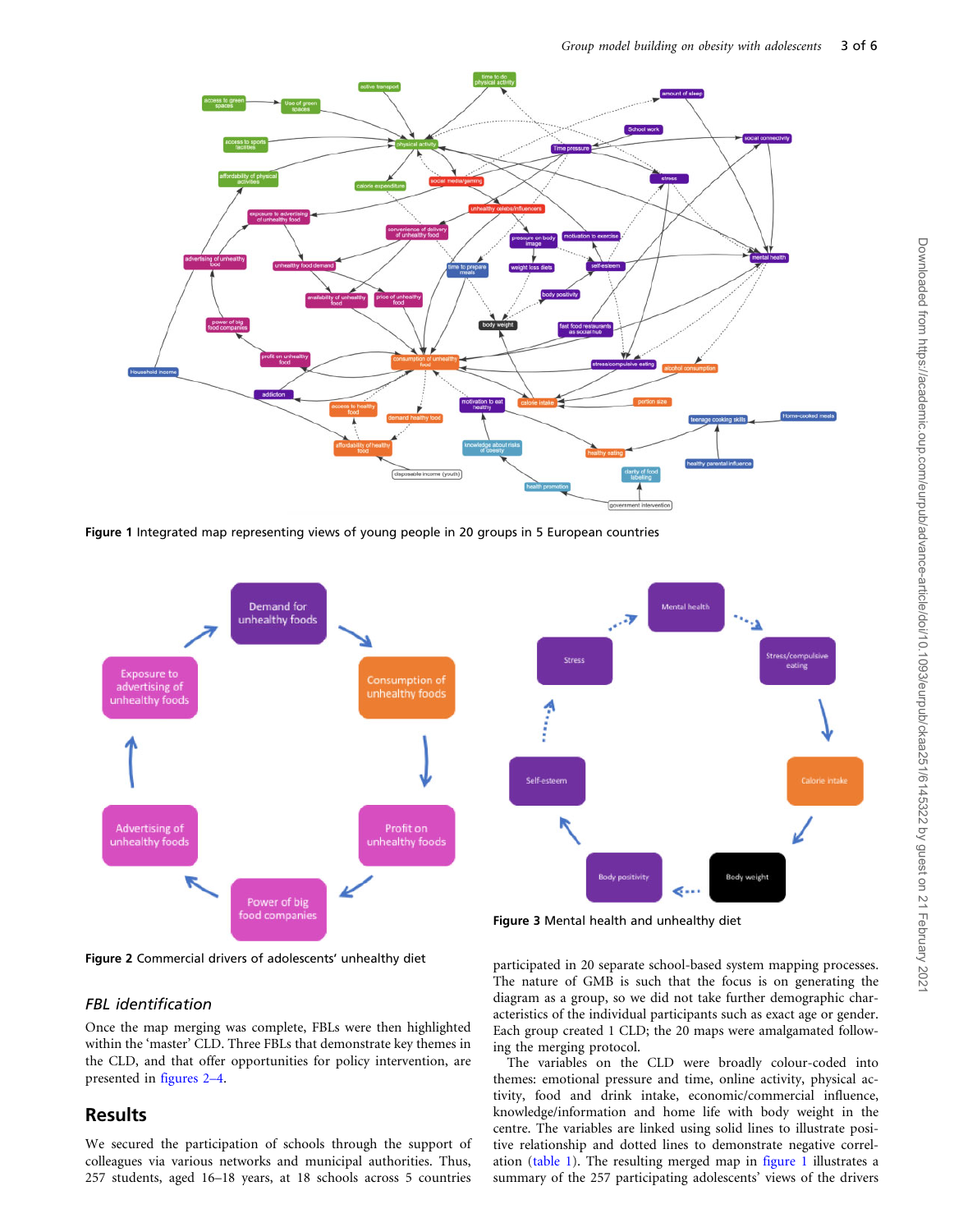Figure 1 Integrated map representing views of young people in 20 groups in 5 European countries

Figure 2 Commercial drivers of adolescents' unhealthy diet

Figure 3 Mental health and unhealthy diet

### FBL identification

Once the map merging was complete, FBLs were then highlighted within the 'master' CLD. Three FBLs that demonstrate key themes in the CLD, and that offer opportunities for policy intervention, are presented in figures 2–4.

## Results

We secured the participation of schools through the support of colleagues via various networks and municipal authorities. Thus, 257 students, aged 16–18 years, at 18 schools across 5 countries participated in 20 separate school-based system mapping processes. The nature of GMB is such that the focus is on generating the diagram as a group, so we did not take further demographic characteristics of the individual participants such as exact age or gender. Each group created 1 CLD; the 20 maps were amalgamated following the merging protocol.

The variables on the CLD were broadly colour-coded into themes: emotional pressure and time, online activity, physical activity, food and drink intake, economic/commercial influence, knowledge/information and home life with body weight in the centre. The variables are linked using solid lines to illustrate positive relationship and dotted lines to demonstrate negative correlation (table 1). The resulting merged map in figure 1 illustrates a summary of the 257 participating adolescents' views of the drivers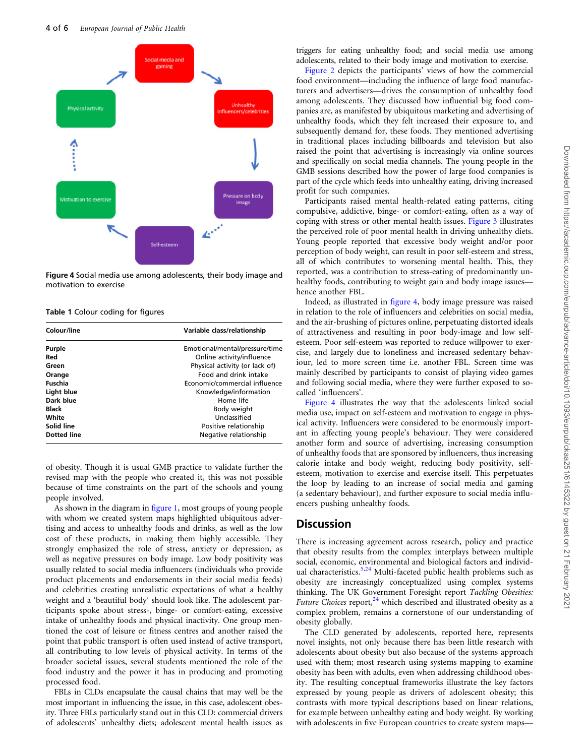Figure 4 Social media use among adolescents, their body image and motivation to exercise

Table 1 Colour coding for figures

| Colour/line | Variable class/relationship |
| --- | --- |
| Purple | Emotional/mental/pressure/time |
| Red | Online activity/influence |
| Green | Physical activity (or lack of) |
| Orange | Food and drink intake |
| Fuschia | Economic/commercial influence |
| Light blue | Knowledge/information |
| Dark blue | Home life |
| Black | Body weight |
| White | Unclassified |
| Solid line | Positive relationship |
| Dotted line | Negative relationship |

of obesity. Though it is usual GMB practice to validate further the revised map with the people who created it, this was not possible because of time constraints on the part of the schools and young people involved.

As shown in the diagram in figure 1, most groups of young people with whom we created system maps highlighted ubiquitous advertising and access to unhealthy foods and drinks, as well as the low cost of these products, in making them highly accessible. They strongly emphasized the role of stress, anxiety or depression, as well as negative pressures on body image. Low body positivity was usually related to social media influencers (individuals who provide product placements and endorsements in their social media feeds) and celebrities creating unrealistic expectations of what a healthy weight and a 'beautiful body' should look like. The adolescent participants spoke about stress-, binge- or comfort-eating, excessive intake of unhealthy foods and physical inactivity. One group mentioned the cost of leisure or fitness centres and another raised the point that public transport is often used instead of active transport, all contributing to low levels of physical activity. In terms of the broader societal issues, several students mentioned the role of the food industry and the power it has in producing and promoting processed food.

FBLs in CLDs encapsulate the causal chains that may well be the most important in influencing the issue, in this case, adolescent obesity. Three FBLs particularly stand out in this CLD: commercial drivers of adolescents' unhealthy diets; adolescent mental health issues as triggers for eating unhealthy food; and social media use among adolescents, related to their body image and motivation to exercise.

Figure 2 depicts the participants' views of how the commercial food environment—including the influence of large food manufacturers and advertisers—drives the consumption of unhealthy food among adolescents. They discussed how influential big food companies are, as manifested by ubiquitous marketing and advertising of unhealthy foods, which they felt increased their exposure to, and subsequently demand for, these foods. They mentioned advertising in traditional places including billboards and television but also raised the point that advertising is increasingly via online sources and specifically on social media channels. The young people in the GMB sessions described how the power of large food companies is part of the cycle which feeds into unhealthy eating, driving increased profit for such companies.

Participants raised mental health-related eating patterns, citing compulsive, addictive, binge- or comfort-eating, often as a way of coping with stress or other mental health issues. Figure 3 illustrates the perceived role of poor mental health in driving unhealthy diets. Young people reported that excessive body weight and/or poor perception of body weight, can result in poor self-esteem and stress, all of which contributes to worsening mental health. This, they reported, was a contribution to stress-eating of predominantly unhealthy foods, contributing to weight gain and body image issues—hence another FBL.

Indeed, as illustrated in figure 4, body image pressure was raised in relation to the role of influencers and celebrities on social media, and the air-brushing of pictures online, perpetuating distorted ideals of attractiveness and resulting in poor body-image and low self-esteem. Poor self-esteem was reported to reduce willpower to exercise, and largely due to loneliness and increased sedentary behaviour, led to more screen time i.e. another FBL. Screen time was mainly described by participants to consist of playing video games and following social media, where they were further exposed to so-called 'influencers'.

Figure 4 illustrates the way that the adolescents linked social media use, impact on self-esteem and motivation to engage in physical activity. Influencers were considered to be enormously important in affecting young people's behaviour. They were considered another form and source of advertising, increasing consumption of unhealthy foods that are sponsored by influencers, thus increasing calorie intake and body weight, reducing body positivity, self-esteem, motivation to exercise and exercise itself. This perpetuates the loop by leading to an increase of social media and gaming (a sedentary behaviour), and further exposure to social media influencers pushing unhealthy foods.

## Discussion

There is increasing agreement across research, policy and practice that obesity results from the complex interplays between multiple social, economic, environmental and biological factors and individual characteristics.[5,24] Multi-faceted public health problems such as obesity are increasingly conceptualized using complex systems thinking. The UK Government Foresight report *Tackling Obesities: Future Choices* report,[24] which described and illustrated obesity as a complex problem, remains a cornerstone of our understanding of obesity globally.

The CLD generated by adolescents, reported here, represents novel insights, not only because there has been little research with adolescents about obesity but also because of the systems approach used with them; most research using systems mapping to examine obesity has been with adults, even when addressing childhood obesity. The resulting conceptual frameworks illustrate the key factors expressed by young people as drivers of adolescent obesity; this contrasts with more typical descriptions based on linear relations, for example between unhealthy eating and body weight. By working with adolescents in five European countries to create system maps—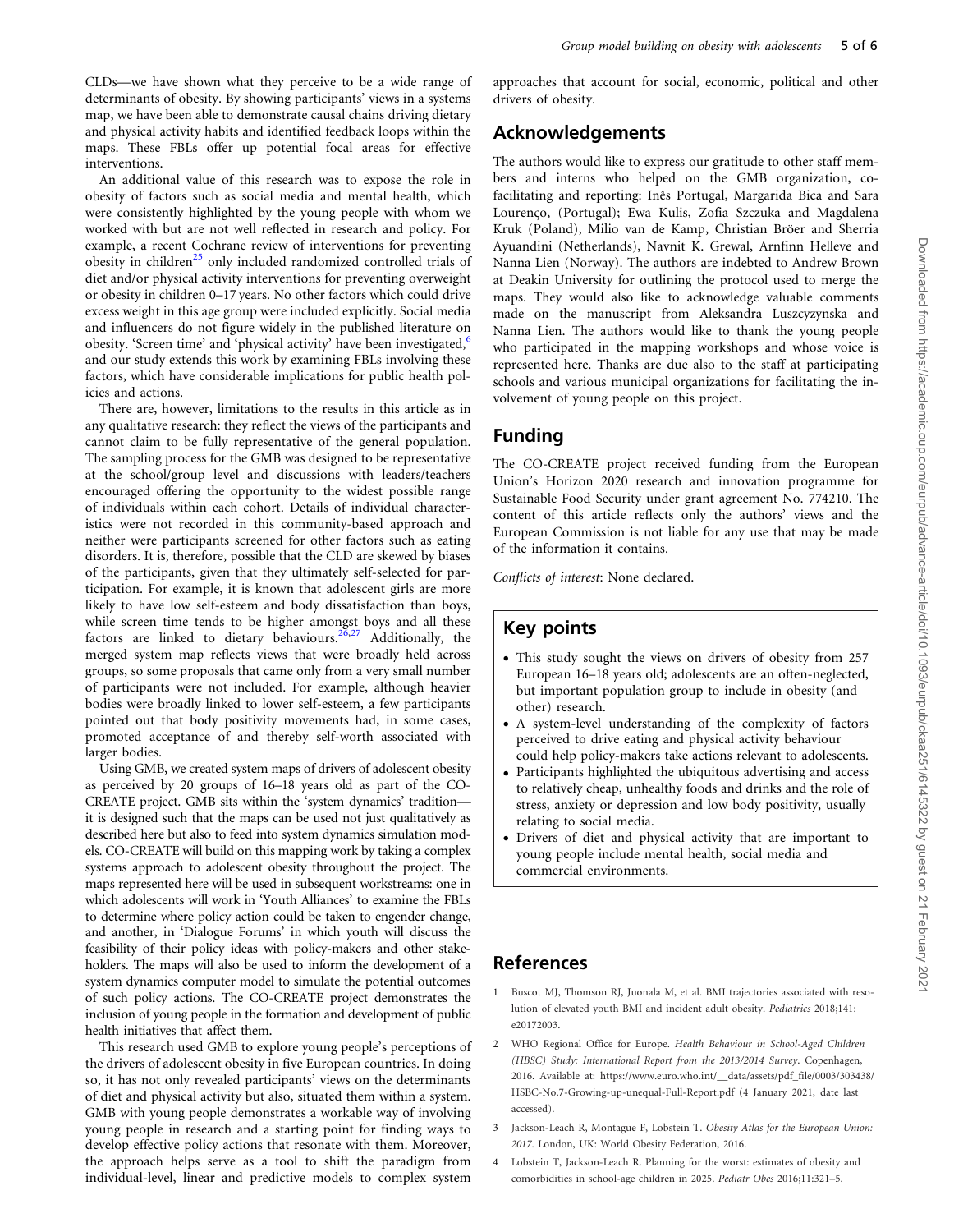CLDs—we have shown what they perceive to be a wide range of determinants of obesity. By showing participants' views in a systems map, we have been able to demonstrate causal chains driving dietary and physical activity habits and identified feedback loops within the maps. These FBLs offer up potential focal areas for effective interventions.

An additional value of this research was to expose the role in obesity of factors such as social media and mental health, which were consistently highlighted by the young people with whom we worked with but are not well reflected in research and policy. For example, a recent Cochrane review of interventions for preventing obesity in children[25] only included randomized controlled trials of diet and/or physical activity interventions for preventing overweight or obesity in children 0–17 years. No other factors which could drive excess weight in this age group were included explicitly. Social media and influencers do not figure widely in the published literature on obesity. 'Screen time' and 'physical activity' have been investigated,[6] and our study extends this work by examining FBLs involving these factors, which have considerable implications for public health policies and actions.

There are, however, limitations to the results in this article as in any qualitative research: they reflect the views of the participants and cannot claim to be fully representative of the general population. The sampling process for the GMB was designed to be representative at the school/group level and discussions with leaders/teachers encouraged offering the opportunity to the widest possible range of individuals within each cohort. Details of individual characteristics were not recorded in this community-based approach and neither were participants screened for other factors such as eating disorders. It is, therefore, possible that the CLD are skewed by biases of the participants, given that they ultimately self-selected for participation. For example, it is known that adolescent girls are more likely to have low self-esteem and body dissatisfaction than boys, while screen time tends to be higher amongst boys and all these factors are linked to dietary behaviours.[26,27] Additionally, the merged system map reflects views that were broadly held across groups, so some proposals that came only from a very small number of participants were not included. For example, although heavier bodies were broadly linked to lower self-esteem, a few participants pointed out that body positivity movements had, in some cases, promoted acceptance of and thereby self-worth associated with larger bodies.

Using GMB, we created system maps of drivers of adolescent obesity as perceived by 20 groups of 16–18 years old as part of the CO-CREATE project. GMB sits within the 'system dynamics' tradition—it is designed such that the maps can be used not just qualitatively as described here but also to feed into system dynamics simulation models. CO-CREATE will build on this mapping work by taking a complex systems approach to adolescent obesity throughout the project. The maps represented here will be used in subsequent workstreams: one in which adolescents will work in 'Youth Alliances' to examine the FBLs to determine where policy action could be taken to engender change, and another, in 'Dialogue Forums' in which youth will discuss the feasibility of their policy ideas with policy-makers and other stakeholders. The maps will also be used to inform the development of a system dynamics computer model to simulate the potential outcomes of such policy actions. The CO-CREATE project demonstrates the inclusion of young people in the formation and development of public health initiatives that affect them.

This research used GMB to explore young people's perceptions of the drivers of adolescent obesity in five European countries. In doing so, it has not only revealed participants' views on the determinants of diet and physical activity but also, situated them within a system. GMB with young people demonstrates a workable way of involving young people in research and a starting point for finding ways to develop effective policy actions that resonate with them. Moreover, the approach helps serve as a tool to shift the paradigm from individual-level, linear and predictive models to complex system approaches that account for social, economic, political and other drivers of obesity.

## Acknowledgements

The authors would like to express our gratitude to other staff members and interns who helped on the GMB organization, co-facilitating and reporting: Inês Portugal, Margarida Bica and Sara Lourenço, (Portugal); Ewa Kulis, Zofia Szczuka and Magdalena Kruk (Poland), Milio van de Kamp, Christian Bröer and Sherria Ayuandini (Netherlands), Navnit K. Grewal, Arnfinn Helleve and Nanna Lien (Norway). The authors are indebted to Andrew Brown at Deakin University for outlining the protocol used to merge the maps. They would also like to acknowledge valuable comments made on the manuscript from Aleksandra Luszcyzynska and Nanna Lien. The authors would like to thank the young people who participated in the mapping workshops and whose voice is represented here. Thanks are due also to the staff at participating schools and various municipal organizations for facilitating the involvement of young people on this project.

## Funding

The CO-CREATE project received funding from the European Union's Horizon 2020 research and innovation programme for Sustainable Food Security under grant agreement No. 774210. The content of this article reflects only the authors' views and the European Commission is not liable for any use that may be made of the information it contains.

*Conflicts of interest*: None declared.

## Key points

- This study sought the views on drivers of obesity from 257 European 16–18 years old; adolescents are an often-neglected, but important population group to include in obesity (and other) research.
- A system-level understanding of the complexity of factors perceived to drive eating and physical activity behaviour could help policy-makers take actions relevant to adolescents.
- Participants highlighted the ubiquitous advertising and access to relatively cheap, unhealthy foods and drinks and the role of stress, anxiety or depression and low body positivity, usually relating to social media.
- Drivers of diet and physical activity that are important to young people include mental health, social media and commercial environments.

## References

1. Buscot MJ, Thomson RJ, Juonala M, et al. BMI trajectories associated with resolution of elevated youth BMI and incident adult obesity. *Pediatrics* 2018;141:e20172003.
2. WHO Regional Office for Europe. *Health Behaviour in School-Aged Children (HBSC) Study: International Report from the 2013/2014 Survey*. Copenhagen, 2016. Available at: https://www.euro.who.int/__data/assets/pdf_file/0003/303438/HSBC-No.7-Growing-up-unequal-Full-Report.pdf (4 January 2021, date last accessed).
3. Jackson-Leach R, Montague F, Lobstein T. *Obesity Atlas for the European Union: 2017*. London, UK: World Obesity Federation, 2016.
4. Lobstein T, Jackson-Leach R. Planning for the worst: estimates of obesity and comorbidities in school-age children in 2025. *Pediatr Obes* 2016;11:321–5.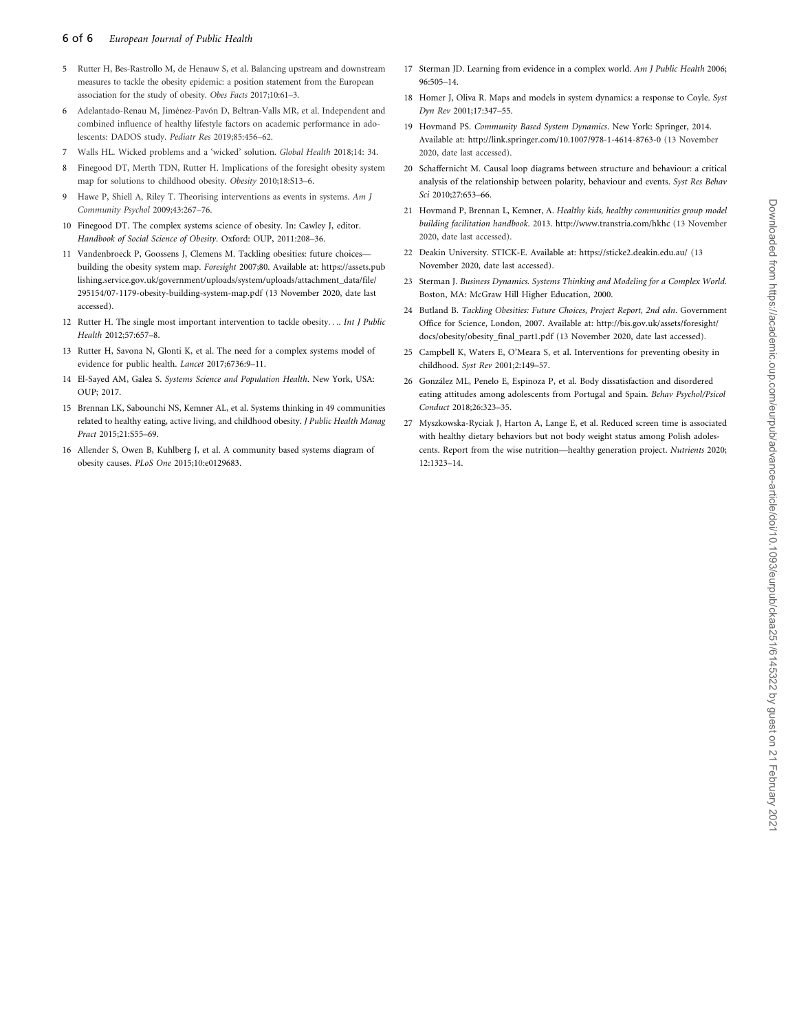5 Rutter H, Bes-Rastrollo M, de Henauw S, et al. Balancing upstream and downstream measures to tackle the obesity epidemic: a position statement from the European association for the study of obesity. *Obes Facts* 2017;10:61–3.

6 Adelantado-Renau M, Jiménez-Pavón D, Beltran-Valls MR, et al. Independent and combined influence of healthy lifestyle factors on academic performance in adolescents: DADOS study. *Pediatr Res* 2019;85:456–62.

7 Walls HL. Wicked problems and a 'wicked' solution. *Global Health* 2018;14: 34.

8 Finegood DT, Merth TDN, Rutter H. Implications of the foresight obesity system map for solutions to childhood obesity. *Obesity* 2010;18:S13–6.

9 Hawe P, Shiell A, Riley T. Theorising interventions as events in systems. *Am J Community Psychol* 2009;43:267–76.

10 Finegood DT. The complex systems science of obesity. In: Cawley J, editor. *Handbook of Social Science of Obesity*. Oxford: OUP, 2011:208–36.

11 Vandenbroeck P, Goossens J, Clemens M. Tackling obesities: future choices—building the obesity system map. *Foresight* 2007;80. Available at: https://assets.publishing.service.gov.uk/government/uploads/system/uploads/attachment_data/file/295154/07-1179-obesity-building-system-map.pdf (13 November 2020, date last accessed).

12 Rutter H. The single most important intervention to tackle obesity…. *Int J Public Health* 2012;57:657–8.

13 Rutter H, Savona N, Glonti K, et al. The need for a complex systems model of evidence for public health. *Lancet* 2017;6736:9–11.

14 El-Sayed AM, Galea S. *Systems Science and Population Health*. New York, USA: OUP; 2017.

15 Brennan LK, Sabounchi NS, Kemner AL, et al. Systems thinking in 49 communities related to healthy eating, active living, and childhood obesity. *J Public Health Manag Pract* 2015;21:S55–69.

16 Allender S, Owen B, Kuhlberg J, et al. A community based systems diagram of obesity causes. *PLoS One* 2015;10:e0129683.

17 Sterman JD. Learning from evidence in a complex world. *Am J Public Health* 2006; 96:505–14.

18 Homer J, Oliva R. Maps and models in system dynamics: a response to Coyle. *Syst Dyn Rev* 2001;17:347–55.

19 Hovmand PS. *Community Based System Dynamics*. New York: Springer, 2014. Available at: http://link.springer.com/10.1007/978-1-4614-8763-0 (13 November 2020, date last accessed).

20 Schaffernicht M. Causal loop diagrams between structure and behaviour: a critical analysis of the relationship between polarity, behaviour and events. *Syst Res Behav Sci* 2010;27:653–66.

21 Hovmand P, Brennan L, Kemner, A. *Healthy kids, healthy communities group model building facilitation handbook*. 2013. http://www.transtria.com/hkhc (13 November 2020, date last accessed).

22 Deakin University. STICK-E. Available at: https://sticke2.deakin.edu.au/ (13 November 2020, date last accessed).

23 Sterman J. *Business Dynamics. Systems Thinking and Modeling for a Complex World*. Boston, MA: McGraw Hill Higher Education, 2000.

24 Butland B. *Tackling Obesities: Future Choices, Project Report, 2nd edn*. Government Office for Science, London, 2007. Available at: http://bis.gov.uk/assets/foresight/docs/obesity/obesity_final_part1.pdf (13 November 2020, date last accessed).

25 Campbell K, Waters E, O'Meara S, et al. Interventions for preventing obesity in childhood. *Syst Rev* 2001;2:149–57.

26 González ML, Penelo E, Espinoza P, et al. Body dissatisfaction and disordered eating attitudes among adolescents from Portugal and Spain. *Behav Psychol/Psicol Conduct* 2018;26:323–35.

27 Myszkowska-Ryciak J, Harton A, Lange E, et al. Reduced screen time is associated with healthy dietary behaviors but not body weight status among Polish adolescents. Report from the wise nutrition—healthy generation project. *Nutrients* 2020; 12:1323–14.